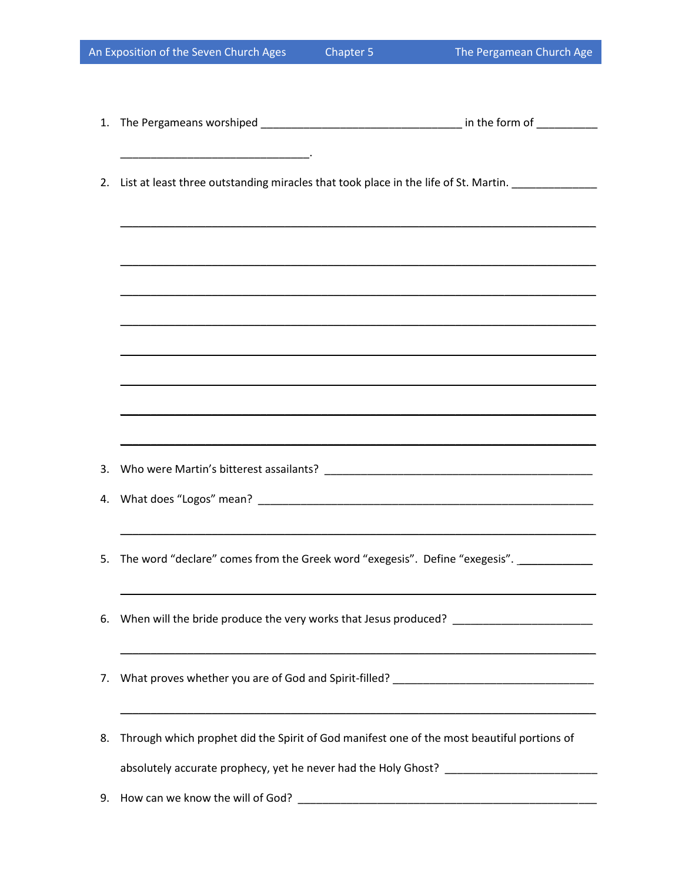1. The Pergameans worshiped _________________________________ in the form of __________

   ______________________________.

2. List at least three outstanding miracles that took place in the life of St. Martin. ______________

   ______________________________________________________________________________

   ______________________________________________________________________________

   ______________________________________________________________________________

   ______________________________________________________________________________

   ______________________________________________________________________________

   ______________________________________________________________________________

   ______________________________________________________________________________

   ______________________________________________________________________________

3. Who were Martin's bitterest assailants? ____________________________________________

4. What does "Logos" mean? ________________________________________________________

   ______________________________________________________________________________

5. The word "declare" comes from the Greek word "exegesis". Define "exegesis". ____________

   ______________________________________________________________________________

6. When will the bride produce the very works that Jesus produced? _______________________

   ______________________________________________________________________________

7. What proves whether you are of God and Spirit-filled? _________________________________

   ______________________________________________________________________________

8. Through which prophet did the Spirit of God manifest one of the most beautiful portions of absolutely accurate prophecy, yet he never had the Holy Ghost? _________________________

9. How can we know the will of God? __________________________________________________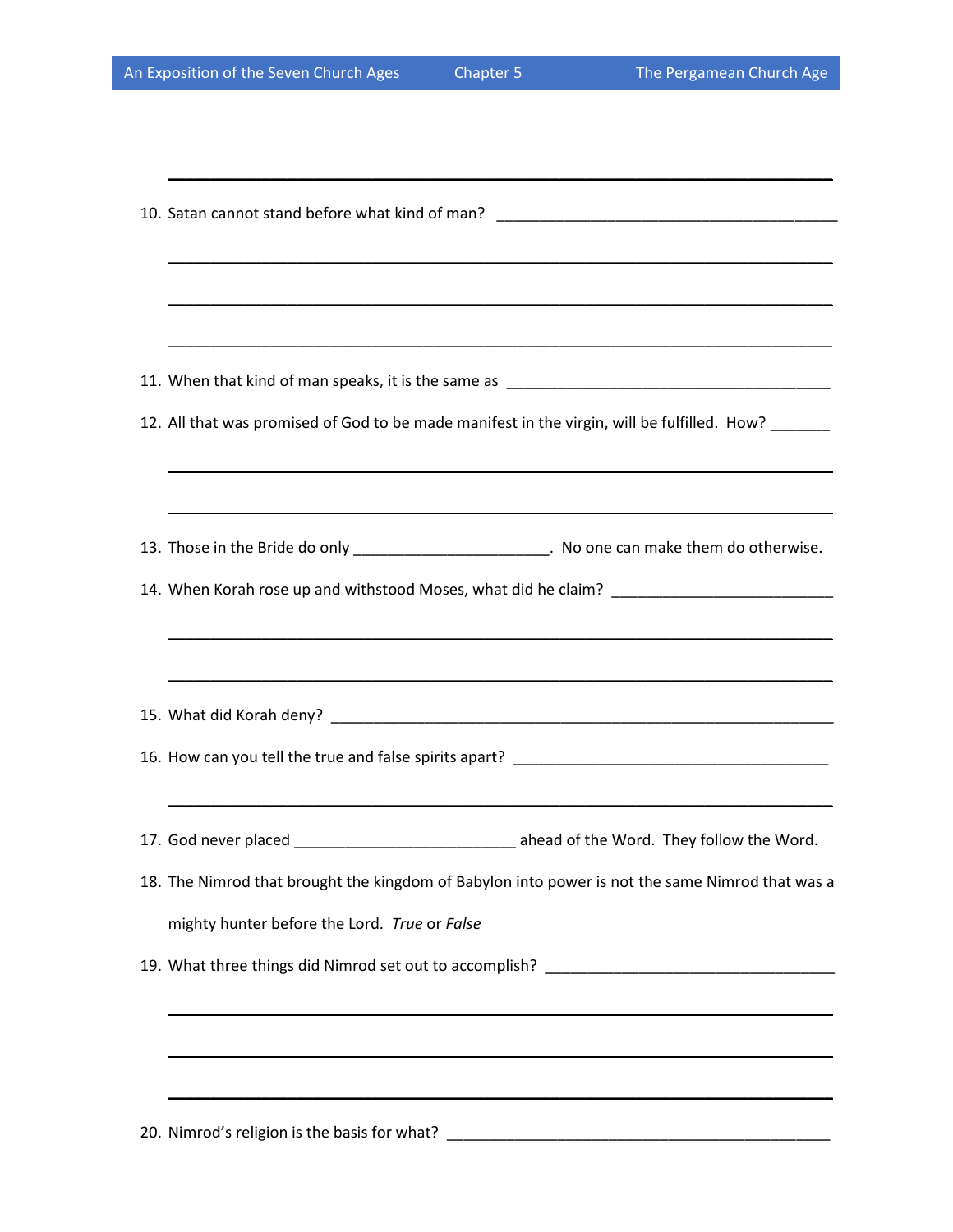10. Satan cannot stand before what kind of man? ___________________________________________

___________________________________________________________________________

___________________________________________________________________________

___________________________________________________________________________

11. When that kind of man speaks, it is the same as _________________________________________

12. All that was promised of God to be made manifest in the virgin, will be fulfilled. How? _______

___________________________________________________________________________

___________________________________________________________________________

13. Those in the Bride do only ________________________. No one can make them do otherwise.

14. When Korah rose up and withstood Moses, what did he claim? ___________________________

___________________________________________________________________________

___________________________________________________________________________

15. What did Korah deny? _________________________________________________________

16. How can you tell the true and false spirits apart? _______________________________________

___________________________________________________________________________

17. God never placed ___________________________ ahead of the Word. They follow the Word.

18. The Nimrod that brought the kingdom of Babylon into power is not the same Nimrod that was a mighty hunter before the Lord. *True* or *False*

19. What three things did Nimrod set out to accomplish? ____________________________________

___________________________________________________________________________

___________________________________________________________________________

___________________________________________________________________________

20. Nimrod's religion is the basis for what? ________________________________________________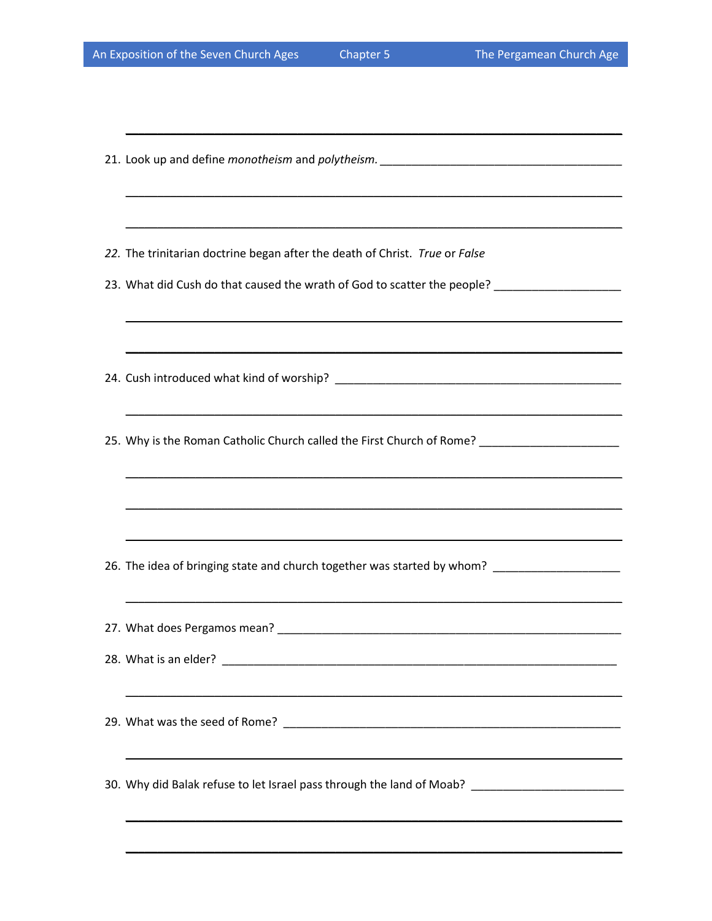21. Look up and define *monotheism* and *polytheism*. _______________________________________

_______________________________________________________________________________

_______________________________________________________________________________

22. The trinitarian doctrine began after the death of Christ. *True* or *False*

23. What did Cush do that caused the wrath of God to scatter the people? ____________________

_______________________________________________________________________________

_______________________________________________________________________________

24. Cush introduced what kind of worship? _______________________________________________

_______________________________________________________________________________

25. Why is the Roman Catholic Church called the First Church of Rome? ______________________

_______________________________________________________________________________

_______________________________________________________________________________

_______________________________________________________________________________

26. The idea of bringing state and church together was started by whom? ____________________

_______________________________________________________________________________

27. What does Pergamos mean? _______________________________________________________

28. What is an elder? ______________________________________________________________

_______________________________________________________________________________

29. What was the seed of Rome? ______________________________________________________

_______________________________________________________________________________

30. Why did Balak refuse to let Israel pass through the land of Moab? ________________________

_______________________________________________________________________________

_______________________________________________________________________________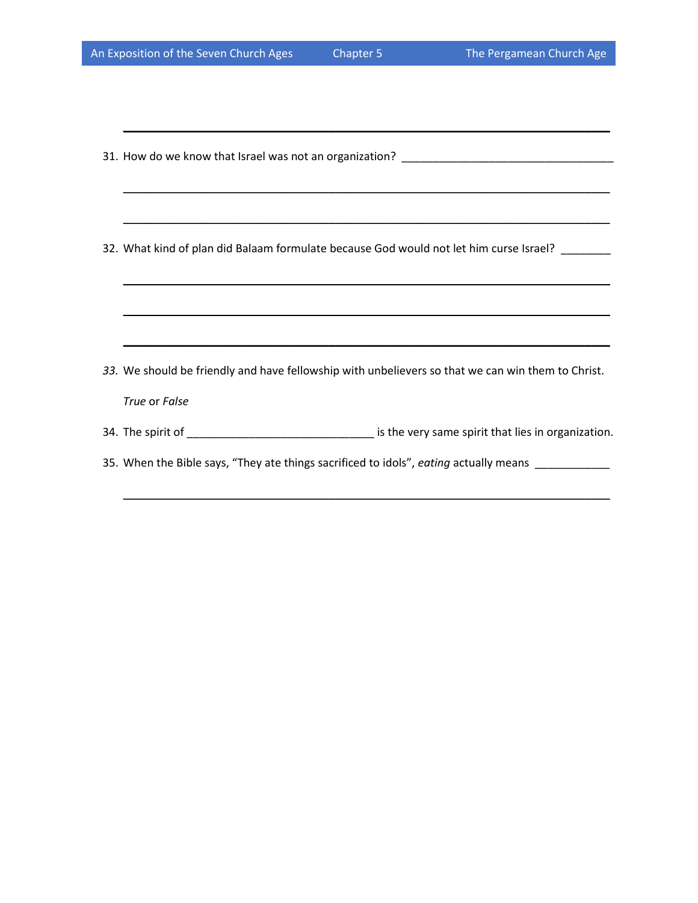______________________________________________________________________________

31. How do we know that Israel was not an organization? _________________________________

______________________________________________________________________________

______________________________________________________________________________

32. What kind of plan did Balaam formulate because God would not let him curse Israel? ________

______________________________________________________________________________

______________________________________________________________________________

______________________________________________________________________________

*33.* We should be friendly and have fellowship with unbelievers so that we can win them to Christ.

*True* or *False*

34. The spirit of ______________________________ is the very same spirit that lies in organization.

35. When the Bible says, "They ate things sacrificed to idols", *eating* actually means ___________

______________________________________________________________________________